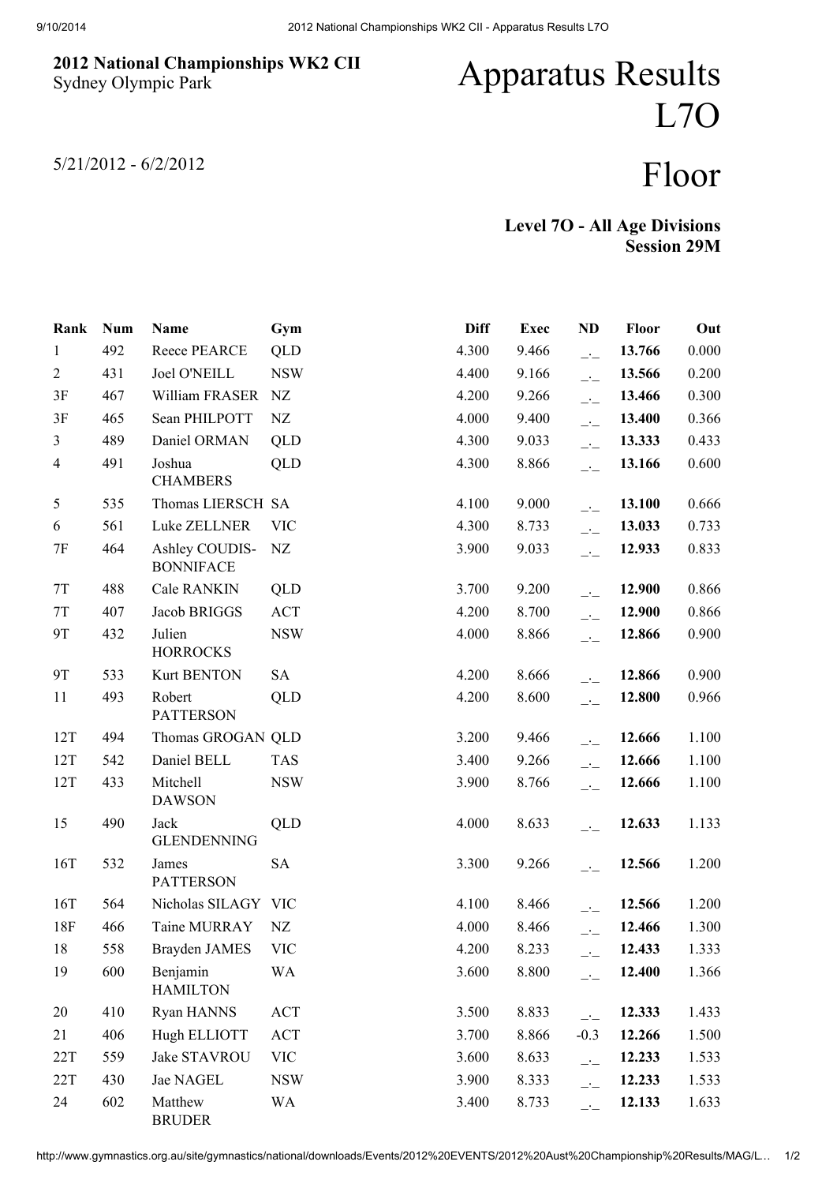**2012 National Championships WK2 CII**
Sydney Olympic Park

5/21/2012 - 6/2/2012

# Apparatus Results L7O

# Floor

**Level 7O - All Age Divisions**
**Session 29M**

| Rank | Num | Name | Gym | Diff | Exec | ND | Floor | Out |
|---|---|---|---|---|---|---|---|---|
| 1 | 492 | Reece PEARCE | QLD | 4.300 | 9.466 | _._ | **13.766** | 0.000 |
| 2 | 431 | Joel O'NEILL | NSW | 4.400 | 9.166 | _._ | **13.566** | 0.200 |
| 3F | 467 | William FRASER | NZ | 4.200 | 9.266 | _._ | **13.466** | 0.300 |
| 3F | 465 | Sean PHILPOTT | NZ | 4.000 | 9.400 | _._ | **13.400** | 0.366 |
| 3 | 489 | Daniel ORMAN | QLD | 4.300 | 9.033 | _._ | **13.333** | 0.433 |
| 4 | 491 | Joshua CHAMBERS | QLD | 4.300 | 8.866 | _._ | **13.166** | 0.600 |
| 5 | 535 | Thomas LIERSCH | SA | 4.100 | 9.000 | _._ | **13.100** | 0.666 |
| 6 | 561 | Luke ZELLNER | VIC | 4.300 | 8.733 | _._ | **13.033** | 0.733 |
| 7F | 464 | Ashley COUDIS-BONNIFACE | NZ | 3.900 | 9.033 | _._ | **12.933** | 0.833 |
| 7T | 488 | Cale RANKIN | QLD | 3.700 | 9.200 | _._ | **12.900** | 0.866 |
| 7T | 407 | Jacob BRIGGS | ACT | 4.200 | 8.700 | _._ | **12.900** | 0.866 |
| 9T | 432 | Julien HORROCKS | NSW | 4.000 | 8.866 | _._ | **12.866** | 0.900 |
| 9T | 533 | Kurt BENTON | SA | 4.200 | 8.666 | _._ | **12.866** | 0.900 |
| 11 | 493 | Robert PATTERSON | QLD | 4.200 | 8.600 | _._ | **12.800** | 0.966 |
| 12T | 494 | Thomas GROGAN | QLD | 3.200 | 9.466 | _._ | **12.666** | 1.100 |
| 12T | 542 | Daniel BELL | TAS | 3.400 | 9.266 | _._ | **12.666** | 1.100 |
| 12T | 433 | Mitchell DAWSON | NSW | 3.900 | 8.766 | _._ | **12.666** | 1.100 |
| 15 | 490 | Jack GLENDENNING | QLD | 4.000 | 8.633 | _._ | **12.633** | 1.133 |
| 16T | 532 | James PATTERSON | SA | 3.300 | 9.266 | _._ | **12.566** | 1.200 |
| 16T | 564 | Nicholas SILAGY | VIC | 4.100 | 8.466 | _._ | **12.566** | 1.200 |
| 18F | 466 | Taine MURRAY | NZ | 4.000 | 8.466 | _._ | **12.466** | 1.300 |
| 18 | 558 | Brayden JAMES | VIC | 4.200 | 8.233 | _._ | **12.433** | 1.333 |
| 19 | 600 | Benjamin HAMILTON | WA | 3.600 | 8.800 | _._ | **12.400** | 1.366 |
| 20 | 410 | Ryan HANNS | ACT | 3.500 | 8.833 | _._ | **12.333** | 1.433 |
| 21 | 406 | Hugh ELLIOTT | ACT | 3.700 | 8.866 | -0.3 | **12.266** | 1.500 |
| 22T | 559 | Jake STAVROU | VIC | 3.600 | 8.633 | _._ | **12.233** | 1.533 |
| 22T | 430 | Jae NAGEL | NSW | 3.900 | 8.333 | _._ | **12.233** | 1.533 |
| 24 | 602 | Matthew BRUDER | WA | 3.400 | 8.733 | _._ | **12.133** | 1.633 |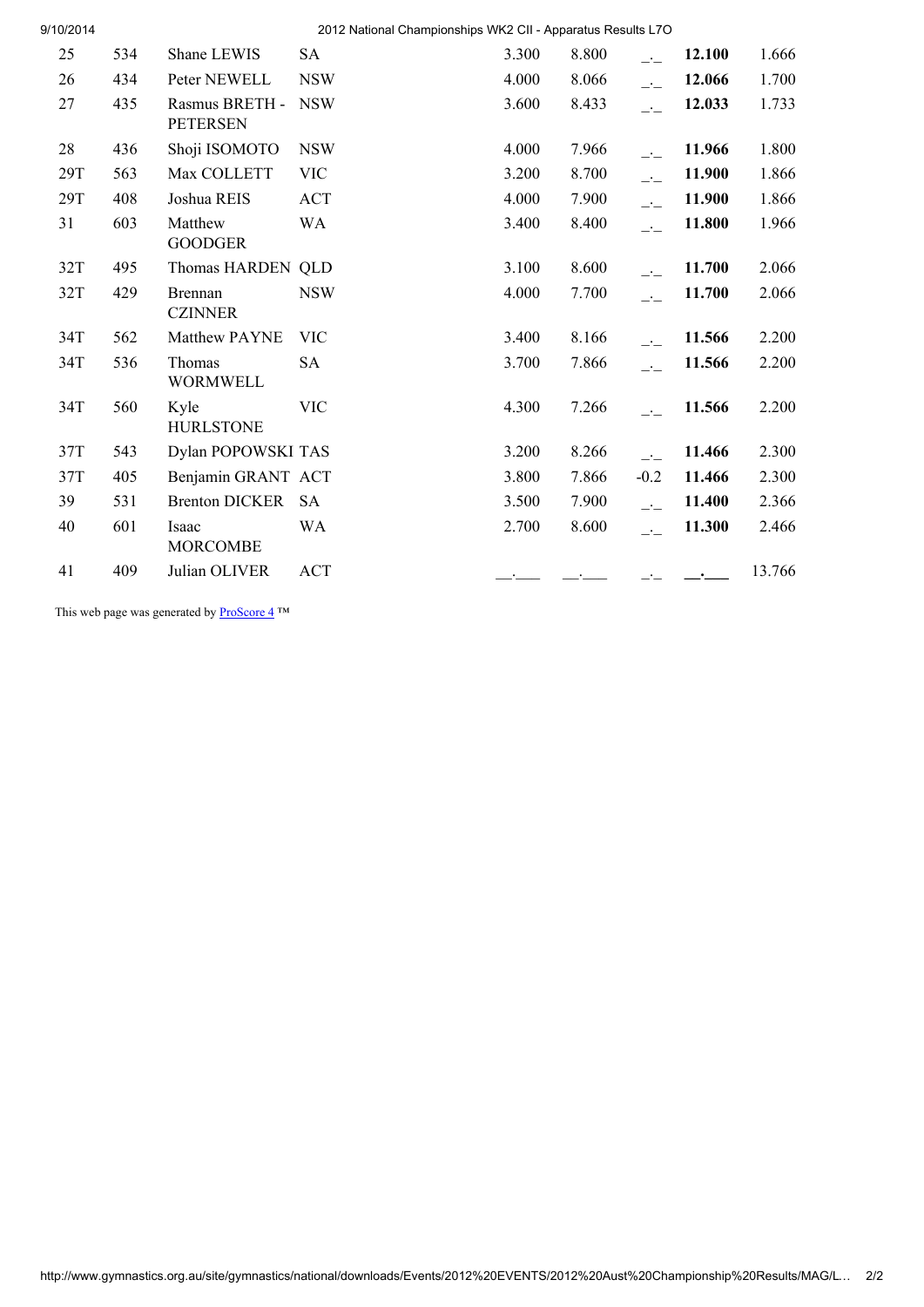| | | | | | | | | |
|---|---|---|---|---|---|---|---|---|
| 25 | 534 | Shane LEWIS | SA | 3.300 | 8.800 | _._ | **12.100** | 1.666 |
| 26 | 434 | Peter NEWELL | NSW | 4.000 | 8.066 | _._ | **12.066** | 1.700 |
| 27 | 435 | Rasmus BRETH - PETERSEN | NSW | 3.600 | 8.433 | _._ | **12.033** | 1.733 |
| 28 | 436 | Shoji ISOMOTO | NSW | 4.000 | 7.966 | _._ | **11.966** | 1.800 |
| 29T | 563 | Max COLLETT | VIC | 3.200 | 8.700 | _._ | **11.900** | 1.866 |
| 29T | 408 | Joshua REIS | ACT | 4.000 | 7.900 | _._ | **11.900** | 1.866 |
| 31 | 603 | Matthew GOODGER | WA | 3.400 | 8.400 | _._ | **11.800** | 1.966 |
| 32T | 495 | Thomas HARDEN | QLD | 3.100 | 8.600 | _._ | **11.700** | 2.066 |
| 32T | 429 | Brennan CZINNER | NSW | 4.000 | 7.700 | _._ | **11.700** | 2.066 |
| 34T | 562 | Matthew PAYNE | VIC | 3.400 | 8.166 | _._ | **11.566** | 2.200 |
| 34T | 536 | Thomas WORMWELL | SA | 3.700 | 7.866 | _._ | **11.566** | 2.200 |
| 34T | 560 | Kyle HURLSTONE | VIC | 4.300 | 7.266 | _._ | **11.566** | 2.200 |
| 37T | 543 | Dylan POPOWSKI | TAS | 3.200 | 8.266 | _._ | **11.466** | 2.300 |
| 37T | 405 | Benjamin GRANT | ACT | 3.800 | 7.866 | -0.2 | **11.466** | 2.300 |
| 39 | 531 | Brenton DICKER | SA | 3.500 | 7.900 | _._ | **11.400** | 2.366 |
| 40 | 601 | Isaac MORCOMBE | WA | 2.700 | 8.600 | _._ | **11.300** | 2.466 |
| 41 | 409 | Julian OLIVER | ACT | __.___ | __.___ | _._ | **__.___** | 13.766 |

This web page was generated by ProScore 4 ™